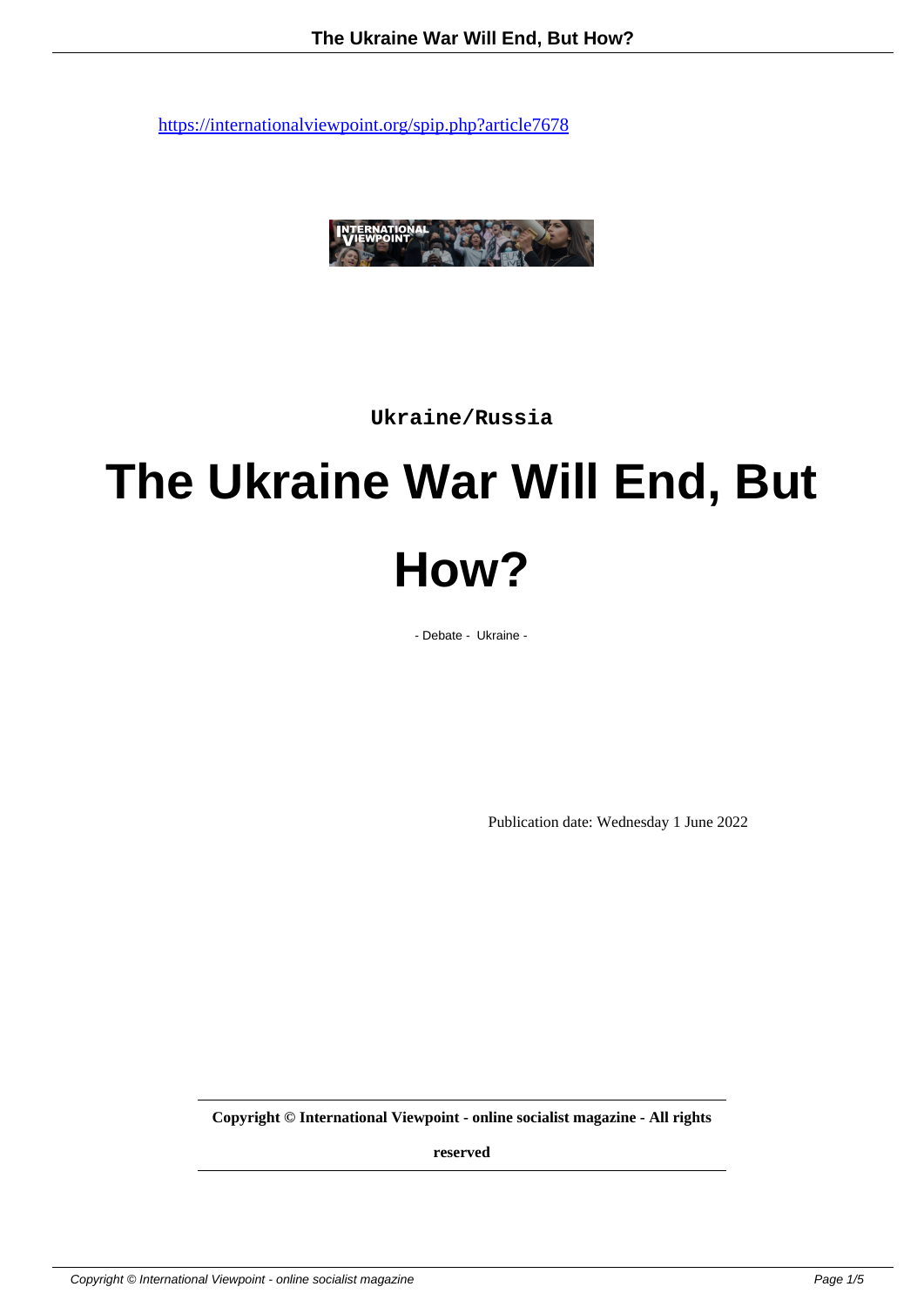https://internationalviewpoint.org/spip.php?article7678

Ukraine/Russia

# The Ukraine War Will End, But How?

- Debate - Ukraine -

Publication date: Wednesday 1 June 2022

**Copyright © International Viewpoint - online socialist magazine - All rights reserved**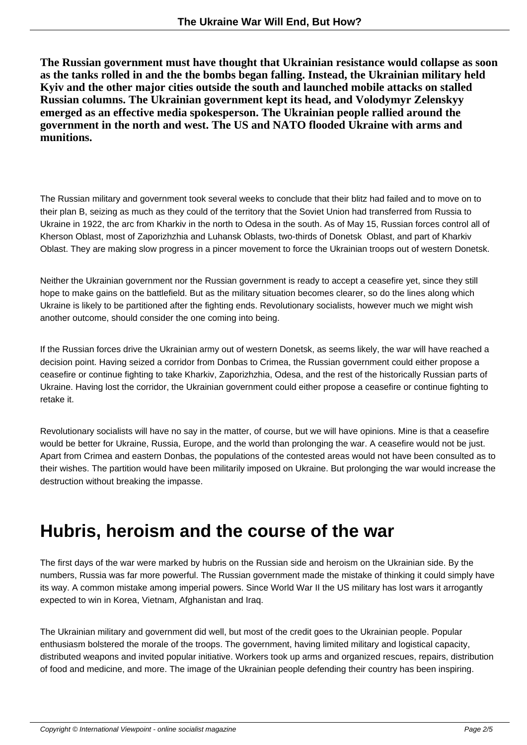**The Russian government must have thought that Ukrainian resistance would collapse as soon as the tanks rolled in and the the bombs began falling. Instead, the Ukrainian military held Kyiv and the other major cities outside the south and launched mobile attacks on stalled Russian columns. The Ukrainian government kept its head, and Volodymyr Zelenskyy emerged as an effective media spokesperson. The Ukrainian people rallied around the government in the north and west. The US and NATO flooded Ukraine with arms and munitions.**

The Russian military and government took several weeks to conclude that their blitz had failed and to move on to their plan B, seizing as much as they could of the territory that the Soviet Union had transferred from Russia to Ukraine in 1922, the arc from Kharkiv in the north to Odesa in the south. As of May 15, Russian forces control all of Kherson Oblast, most of Zaporizhzhia and Luhansk Oblasts, two-thirds of Donetsk Oblast, and part of Kharkiv Oblast. They are making slow progress in a pincer movement to force the Ukrainian troops out of western Donetsk.

Neither the Ukrainian government nor the Russian government is ready to accept a ceasefire yet, since they still hope to make gains on the battlefield. But as the military situation becomes clearer, so do the lines along which Ukraine is likely to be partitioned after the fighting ends. Revolutionary socialists, however much we might wish another outcome, should consider the one coming into being.

If the Russian forces drive the Ukrainian army out of western Donetsk, as seems likely, the war will have reached a decision point. Having seized a corridor from Donbas to Crimea, the Russian government could either propose a ceasefire or continue fighting to take Kharkiv, Zaporizhzhia, Odesa, and the rest of the historically Russian parts of Ukraine. Having lost the corridor, the Ukrainian government could either propose a ceasefire or continue fighting to retake it.

Revolutionary socialists will have no say in the matter, of course, but we will have opinions. Mine is that a ceasefire would be better for Ukraine, Russia, Europe, and the world than prolonging the war. A ceasefire would not be just. Apart from Crimea and eastern Donbas, the populations of the contested areas would not have been consulted as to their wishes. The partition would have been militarily imposed on Ukraine. But prolonging the war would increase the destruction without breaking the impasse.

## Hubris, heroism and the course of the war

The first days of the war were marked by hubris on the Russian side and heroism on the Ukrainian side. By the numbers, Russia was far more powerful. The Russian government made the mistake of thinking it could simply have its way. A common mistake among imperial powers. Since World War II the US military has lost wars it arrogantly expected to win in Korea, Vietnam, Afghanistan and Iraq.

The Ukrainian military and government did well, but most of the credit goes to the Ukrainian people. Popular enthusiasm bolstered the morale of the troops. The government, having limited military and logistical capacity, distributed weapons and invited popular initiative. Workers took up arms and organized rescues, repairs, distribution of food and medicine, and more. The image of the Ukrainian people defending their country has been inspiring.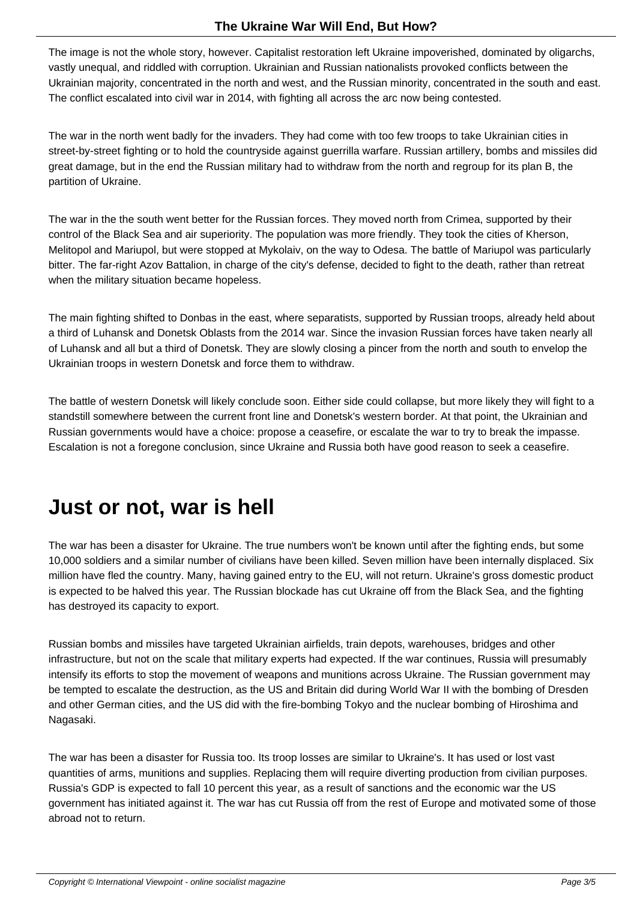The image is not the whole story, however. Capitalist restoration left Ukraine impoverished, dominated by oligarchs, vastly unequal, and riddled with corruption. Ukrainian and Russian nationalists provoked conflicts between the Ukrainian majority, concentrated in the north and west, and the Russian minority, concentrated in the south and east. The conflict escalated into civil war in 2014, with fighting all across the arc now being contested.

The war in the north went badly for the invaders. They had come with too few troops to take Ukrainian cities in street-by-street fighting or to hold the countryside against guerrilla warfare. Russian artillery, bombs and missiles did great damage, but in the end the Russian military had to withdraw from the north and regroup for its plan B, the partition of Ukraine.

The war in the the south went better for the Russian forces. They moved north from Crimea, supported by their control of the Black Sea and air superiority. The population was more friendly. They took the cities of Kherson, Melitopol and Mariupol, but were stopped at Mykolaiv, on the way to Odesa. The battle of Mariupol was particularly bitter. The far-right Azov Battalion, in charge of the city's defense, decided to fight to the death, rather than retreat when the military situation became hopeless.

The main fighting shifted to Donbas in the east, where separatists, supported by Russian troops, already held about a third of Luhansk and Donetsk Oblasts from the 2014 war. Since the invasion Russian forces have taken nearly all of Luhansk and all but a third of Donetsk. They are slowly closing a pincer from the north and south to envelop the Ukrainian troops in western Donetsk and force them to withdraw.

The battle of western Donetsk will likely conclude soon. Either side could collapse, but more likely they will fight to a standstill somewhere between the current front line and Donetsk's western border. At that point, the Ukrainian and Russian governments would have a choice: propose a ceasefire, or escalate the war to try to break the impasse. Escalation is not a foregone conclusion, since Ukraine and Russia both have good reason to seek a ceasefire.

## Just or not, war is hell

The war has been a disaster for Ukraine. The true numbers won't be known until after the fighting ends, but some 10,000 soldiers and a similar number of civilians have been killed. Seven million have been internally displaced. Six million have fled the country. Many, having gained entry to the EU, will not return. Ukraine's gross domestic product is expected to be halved this year. The Russian blockade has cut Ukraine off from the Black Sea, and the fighting has destroyed its capacity to export.

Russian bombs and missiles have targeted Ukrainian airfields, train depots, warehouses, bridges and other infrastructure, but not on the scale that military experts had expected. If the war continues, Russia will presumably intensify its efforts to stop the movement of weapons and munitions across Ukraine. The Russian government may be tempted to escalate the destruction, as the US and Britain did during World War II with the bombing of Dresden and other German cities, and the US did with the fire-bombing Tokyo and the nuclear bombing of Hiroshima and Nagasaki.

The war has been a disaster for Russia too. Its troop losses are similar to Ukraine's. It has used or lost vast quantities of arms, munitions and supplies. Replacing them will require diverting production from civilian purposes. Russia's GDP is expected to fall 10 percent this year, as a result of sanctions and the economic war the US government has initiated against it. The war has cut Russia off from the rest of Europe and motivated some of those abroad not to return.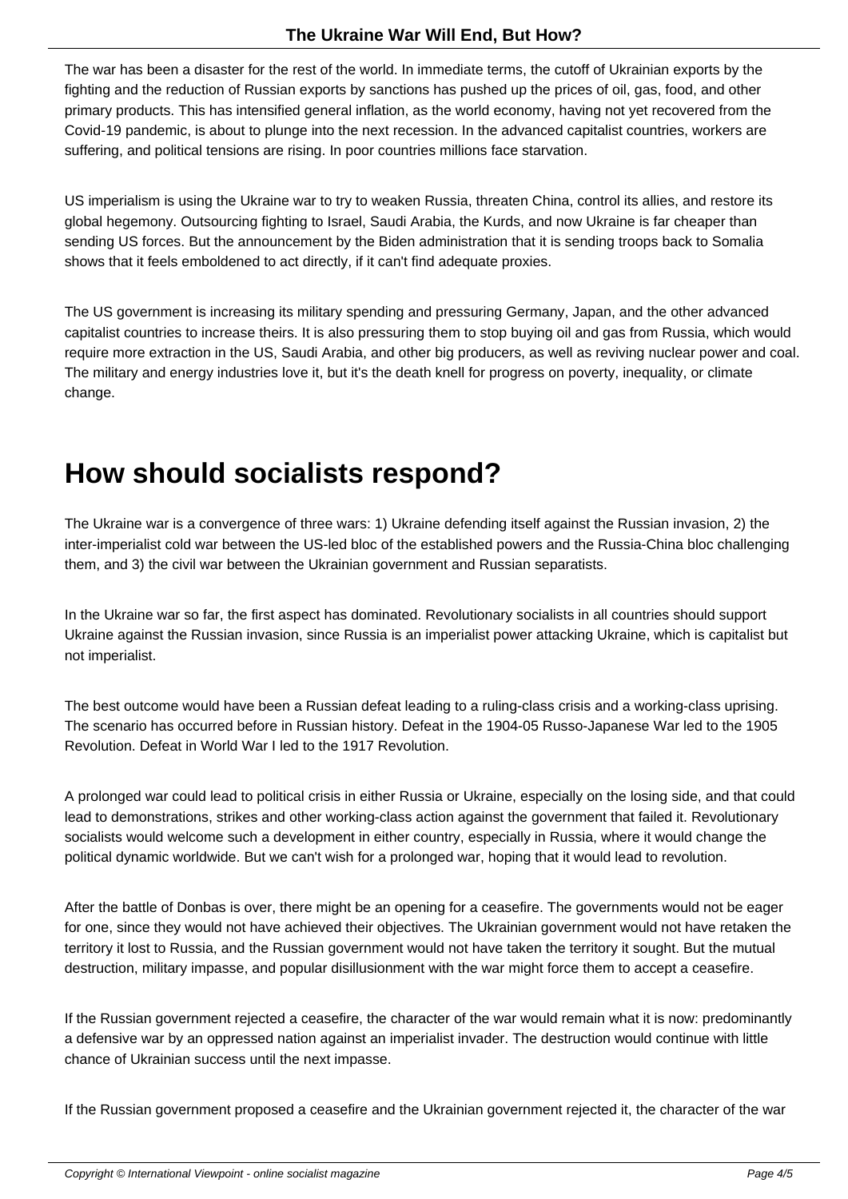The war has been a disaster for the rest of the world. In immediate terms, the cutoff of Ukrainian exports by the fighting and the reduction of Russian exports by sanctions has pushed up the prices of oil, gas, food, and other primary products. This has intensified general inflation, as the world economy, having not yet recovered from the Covid-19 pandemic, is about to plunge into the next recession. In the advanced capitalist countries, workers are suffering, and political tensions are rising. In poor countries millions face starvation.

US imperialism is using the Ukraine war to try to weaken Russia, threaten China, control its allies, and restore its global hegemony. Outsourcing fighting to Israel, Saudi Arabia, the Kurds, and now Ukraine is far cheaper than sending US forces. But the announcement by the Biden administration that it is sending troops back to Somalia shows that it feels emboldened to act directly, if it can't find adequate proxies.

The US government is increasing its military spending and pressuring Germany, Japan, and the other advanced capitalist countries to increase theirs. It is also pressuring them to stop buying oil and gas from Russia, which would require more extraction in the US, Saudi Arabia, and other big producers, as well as reviving nuclear power and coal. The military and energy industries love it, but it's the death knell for progress on poverty, inequality, or climate change.

# How should socialists respond?

The Ukraine war is a convergence of three wars: 1) Ukraine defending itself against the Russian invasion, 2) the inter-imperialist cold war between the US-led bloc of the established powers and the Russia-China bloc challenging them, and 3) the civil war between the Ukrainian government and Russian separatists.

In the Ukraine war so far, the first aspect has dominated. Revolutionary socialists in all countries should support Ukraine against the Russian invasion, since Russia is an imperialist power attacking Ukraine, which is capitalist but not imperialist.

The best outcome would have been a Russian defeat leading to a ruling-class crisis and a working-class uprising. The scenario has occurred before in Russian history. Defeat in the 1904-05 Russo-Japanese War led to the 1905 Revolution. Defeat in World War I led to the 1917 Revolution.

A prolonged war could lead to political crisis in either Russia or Ukraine, especially on the losing side, and that could lead to demonstrations, strikes and other working-class action against the government that failed it. Revolutionary socialists would welcome such a development in either country, especially in Russia, where it would change the political dynamic worldwide. But we can't wish for a prolonged war, hoping that it would lead to revolution.

After the battle of Donbas is over, there might be an opening for a ceasefire. The governments would not be eager for one, since they would not have achieved their objectives. The Ukrainian government would not have retaken the territory it lost to Russia, and the Russian government would not have taken the territory it sought. But the mutual destruction, military impasse, and popular disillusionment with the war might force them to accept a ceasefire.

If the Russian government rejected a ceasefire, the character of the war would remain what it is now: predominantly a defensive war by an oppressed nation against an imperialist invader. The destruction would continue with little chance of Ukrainian success until the next impasse.

If the Russian government proposed a ceasefire and the Ukrainian government rejected it, the character of the war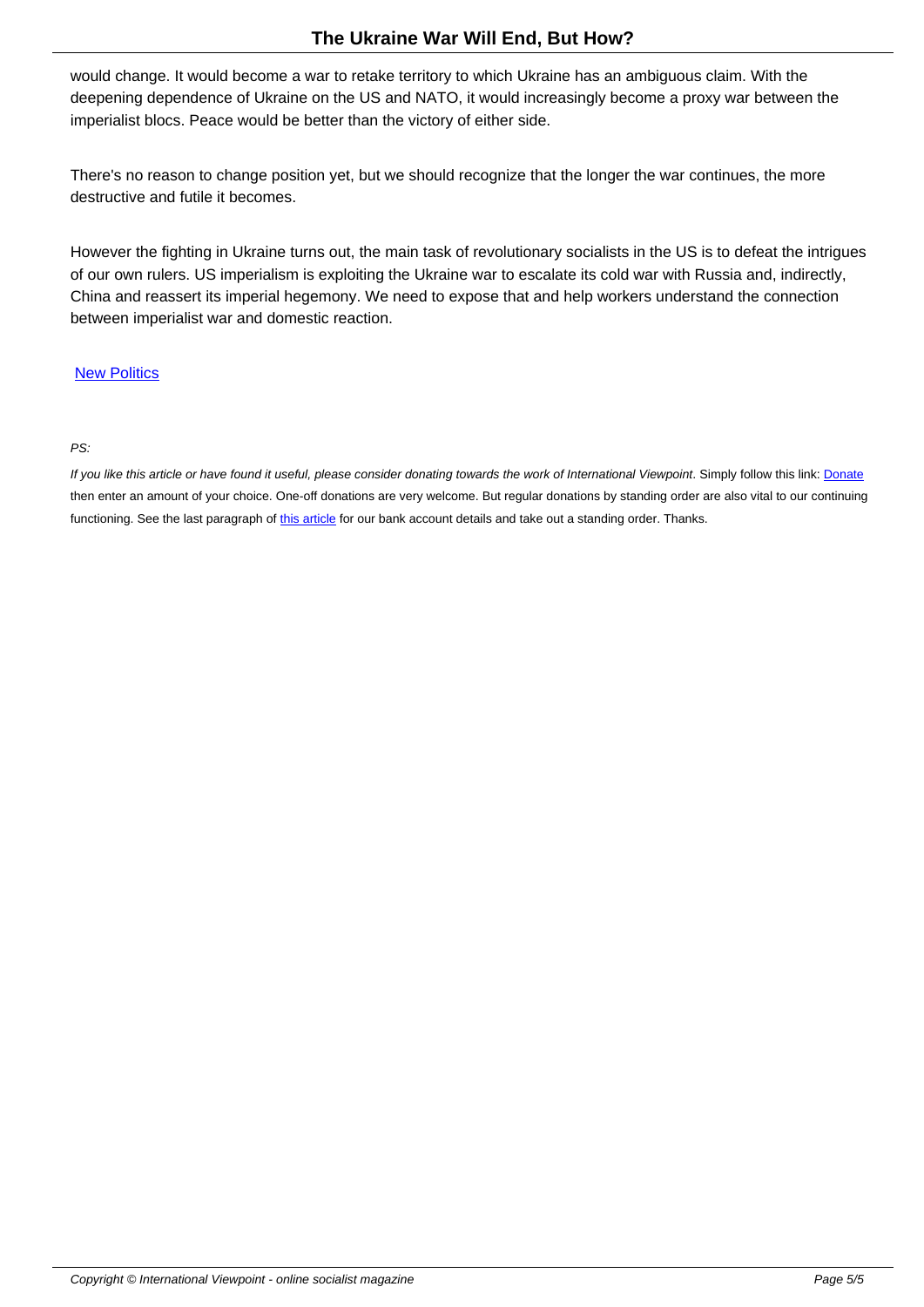would change. It would become a war to retake territory to which Ukraine has an ambiguous claim. With the deepening dependence of Ukraine on the US and NATO, it would increasingly become a proxy war between the imperialist blocs. Peace would be better than the victory of either side.

There's no reason to change position yet, but we should recognize that the longer the war continues, the more destructive and futile it becomes.

However the fighting in Ukraine turns out, the main task of revolutionary socialists in the US is to defeat the intrigues of our own rulers. US imperialism is exploiting the Ukraine war to escalate its cold war with Russia and, indirectly, China and reassert its imperial hegemony. We need to expose that and help workers understand the connection between imperialist war and domestic reaction.

New Politics

*PS:*

*If you like this article or have found it useful, please consider donating towards the work of International Viewpoint*. Simply follow this link: Donate then enter an amount of your choice. One-off donations are very welcome. But regular donations by standing order are also vital to our continuing functioning. See the last paragraph of this article for our bank account details and take out a standing order. Thanks.